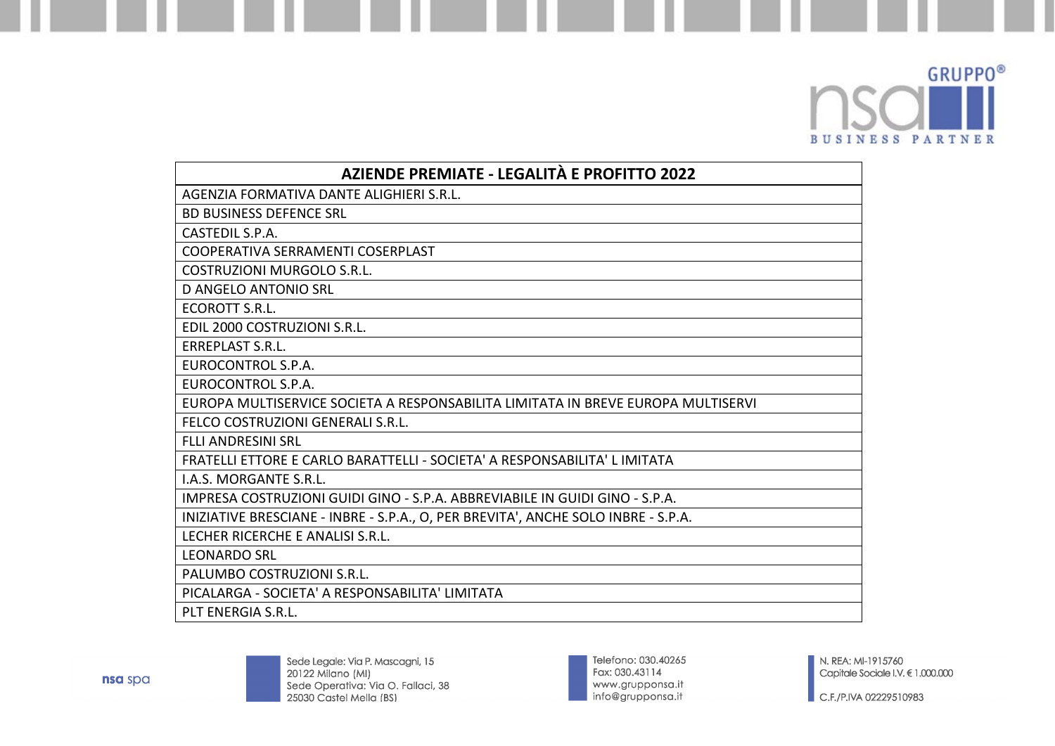| AZIENDE PREMIATE - LEGALITÀ E PROFITTO 2022 |
|---|
| AGENZIA FORMATIVA DANTE ALIGHIERI S.R.L. |
| BD BUSINESS DEFENCE SRL |
| CASTEDIL S.P.A. |
| COOPERATIVA SERRAMENTI COSERPLAST |
| COSTRUZIONI MURGOLO S.R.L. |
| D ANGELO ANTONIO SRL |
| ECOROTT S.R.L. |
| EDIL 2000 COSTRUZIONI S.R.L. |
| ERREPLAST S.R.L. |
| EUROCONTROL S.P.A. |
| EUROCONTROL S.P.A. |
| EUROPA MULTISERVICE SOCIETA A RESPONSABILITA LIMITATA IN BREVE EUROPA MULTISERVI |
| FELCO COSTRUZIONI GENERALI S.R.L. |
| FLLI ANDRESINI SRL |
| FRATELLI ETTORE E CARLO BARATTELLI - SOCIETA' A RESPONSABILITA' L IMITATA |
| I.A.S. MORGANTE S.R.L. |
| IMPRESA COSTRUZIONI GUIDI GINO - S.P.A. ABBREVIABILE IN GUIDI GINO - S.P.A. |
| INIZIATIVE BRESCIANE - INBRE - S.P.A., O, PER BREVITA', ANCHE SOLO INBRE - S.P.A. |
| LECHER RICERCHE E ANALISI S.R.L. |
| LEONARDO SRL |
| PALUMBO COSTRUZIONI S.R.L. |
| PICALARGA - SOCIETA' A RESPONSABILITA' LIMITATA |
| PLT ENERGIA S.R.L. |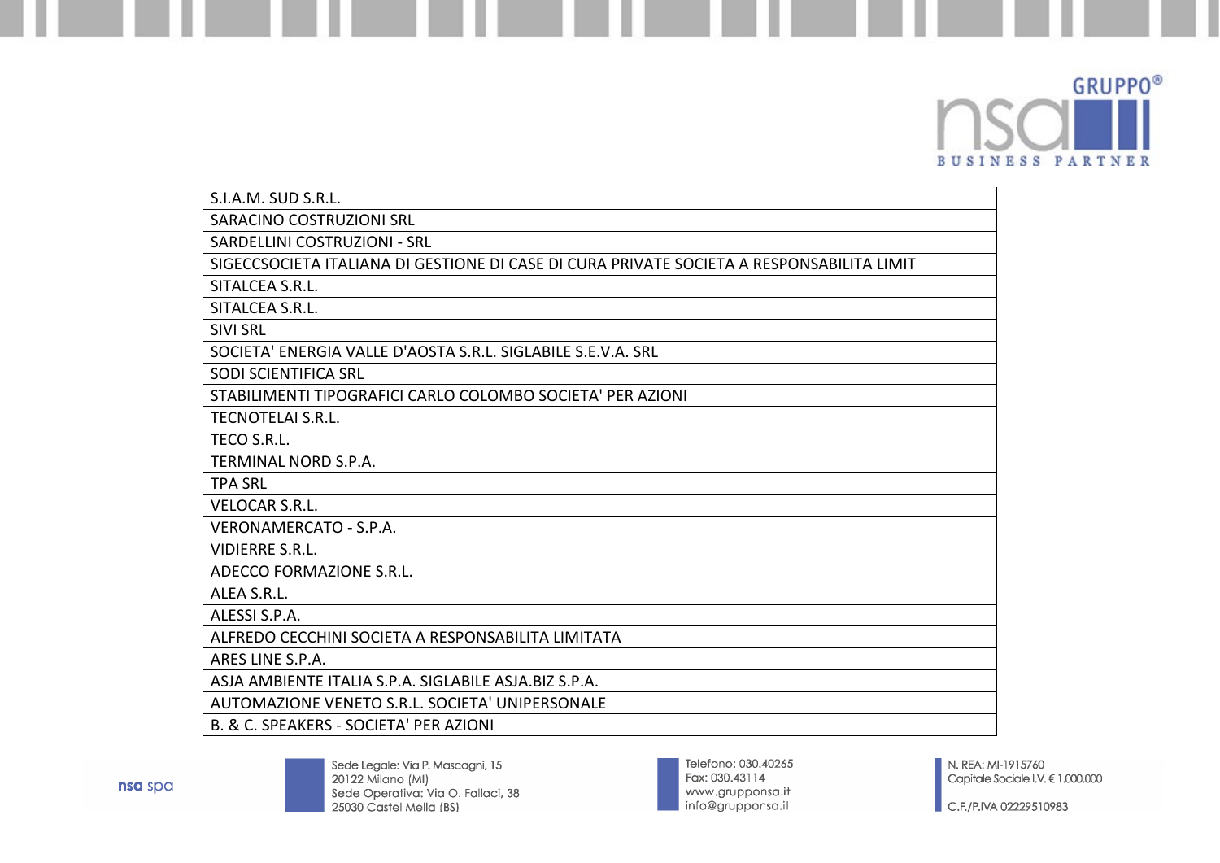| S.I.A.M. SUD S.R.L. |
| --- |
| SARACINO COSTRUZIONI SRL |
| SARDELLINI COSTRUZIONI - SRL |
| SIGECCSOCIETA ITALIANA DI GESTIONE DI CASE DI CURA PRIVATE SOCIETA A RESPONSABILITA LIMIT |
| SITALCEA S.R.L. |
| SITALCEA S.R.L. |
| SIVI SRL |
| SOCIETA' ENERGIA VALLE D'AOSTA S.R.L. SIGLABILE S.E.V.A. SRL |
| SODI SCIENTIFICA SRL |
| STABILIMENTI TIPOGRAFICI CARLO COLOMBO SOCIETA' PER AZIONI |
| TECNOTELAI S.R.L. |
| TECO S.R.L. |
| TERMINAL NORD S.P.A. |
| TPA SRL |
| VELOCAR S.R.L. |
| VERONAMERCATO - S.P.A. |
| VIDIERRE S.R.L. |
| ADECCO FORMAZIONE S.R.L. |
| ALEA S.R.L. |
| ALESSI S.P.A. |
| ALFREDO CECCHINI SOCIETA A RESPONSABILITA LIMITATA |
| ARES LINE S.P.A. |
| ASJA AMBIENTE ITALIA S.P.A. SIGLABILE ASJA.BIZ S.P.A. |
| AUTOMAZIONE VENETO S.R.L. SOCIETA' UNIPERSONALE |
| B. & C. SPEAKERS - SOCIETA' PER AZIONI |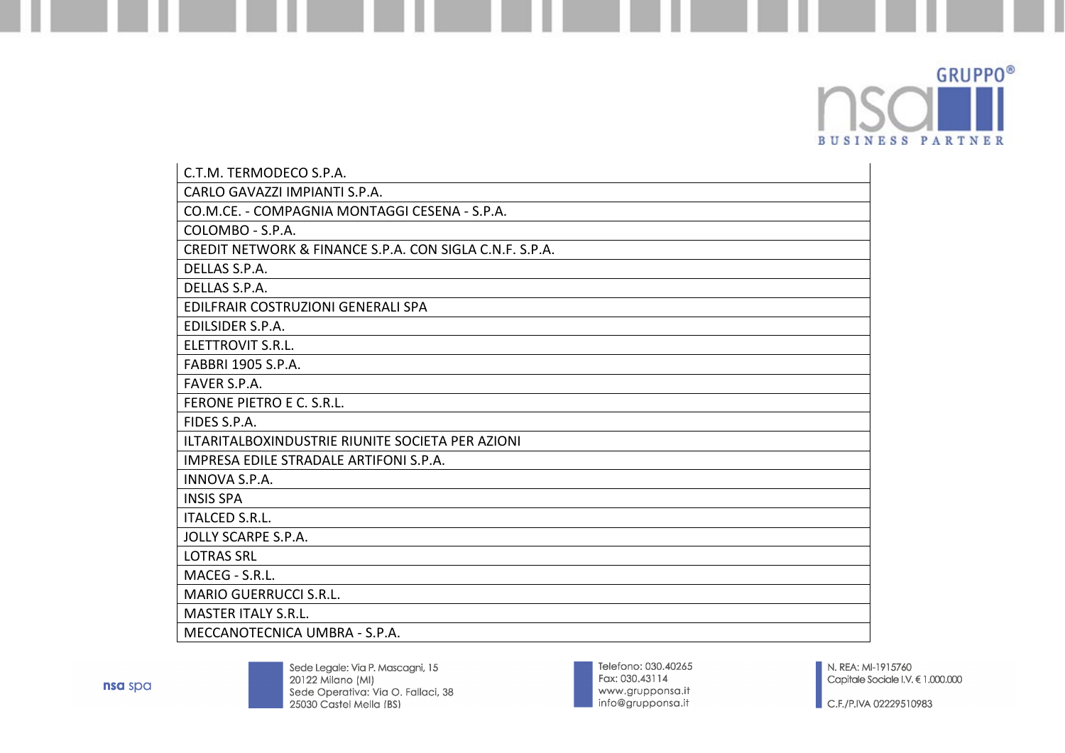| C.T.M. TERMODECO S.P.A. |
|---|
| CARLO GAVAZZI IMPIANTI S.P.A. |
| CO.M.CE. - COMPAGNIA MONTAGGI CESENA - S.P.A. |
| COLOMBO - S.P.A. |
| CREDIT NETWORK & FINANCE S.P.A. CON SIGLA C.N.F. S.P.A. |
| DELLAS S.P.A. |
| DELLAS S.P.A. |
| EDILFRAIR COSTRUZIONI GENERALI SPA |
| EDILSIDER S.P.A. |
| ELETTROVIT S.R.L. |
| FABBRI 1905 S.P.A. |
| FAVER S.P.A. |
| FERONE PIETRO E C. S.R.L. |
| FIDES S.P.A. |
| ILTARITALBOXINDUSTRIE RIUNITE SOCIETA PER AZIONI |
| IMPRESA EDILE STRADALE ARTIFONI S.P.A. |
| INNOVA S.P.A. |
| INSIS SPA |
| ITALCED S.R.L. |
| JOLLY SCARPE S.P.A. |
| LOTRAS SRL |
| MACEG - S.R.L. |
| MARIO GUERRUCCI S.R.L. |
| MASTER ITALY S.R.L. |
| MECCANOTECNICA UMBRA - S.P.A. |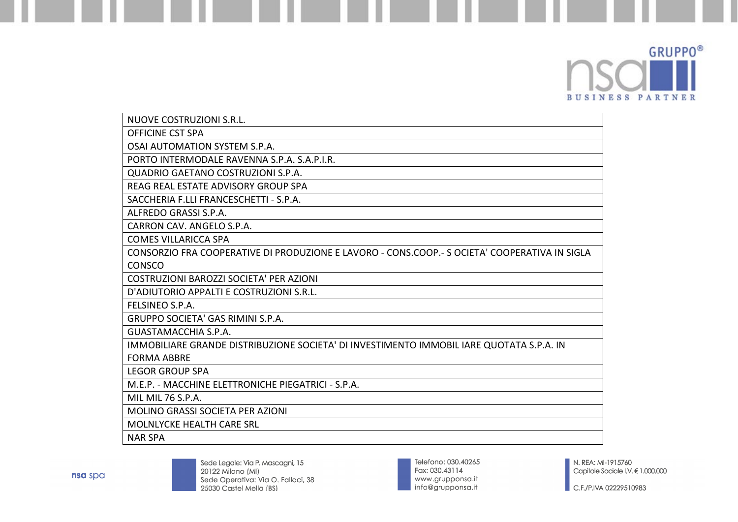| NUOVE COSTRUZIONI S.R.L. |
|---|
| OFFICINE CST SPA |
| OSAI AUTOMATION SYSTEM S.P.A. |
| PORTO INTERMODALE RAVENNA S.P.A. S.A.P.I.R. |
| QUADRIO GAETANO COSTRUZIONI S.P.A. |
| REAG REAL ESTATE ADVISORY GROUP SPA |
| SACCHERIA F.LLI FRANCESCHETTI - S.P.A. |
| ALFREDO GRASSI S.P.A. |
| CARRON CAV. ANGELO S.P.A. |
| COMES VILLARICCA SPA |
| CONSORZIO FRA COOPERATIVE DI PRODUZIONE E LAVORO - CONS.COOP.- S OCIETA' COOPERATIVA IN SIGLA CONSCO |
| COSTRUZIONI BAROZZI SOCIETA' PER AZIONI |
| D'ADIUTORIO APPALTI E COSTRUZIONI S.R.L. |
| FELSINEO S.P.A. |
| GRUPPO SOCIETA' GAS RIMINI S.P.A. |
| GUASTAMACCHIA S.P.A. |
| IMMOBILIARE GRANDE DISTRIBUZIONE SOCIETA' DI INVESTIMENTO IMMOBIL IARE QUOTATA S.P.A. IN FORMA ABBRE |
| LEGOR GROUP SPA |
| M.E.P. - MACCHINE ELETTRONICHE PIEGATRICI - S.P.A. |
| MIL MIL 76 S.P.A. |
| MOLINO GRASSI SOCIETA PER AZIONI |
| MOLNLYCKE HEALTH CARE SRL |
| NAR SPA |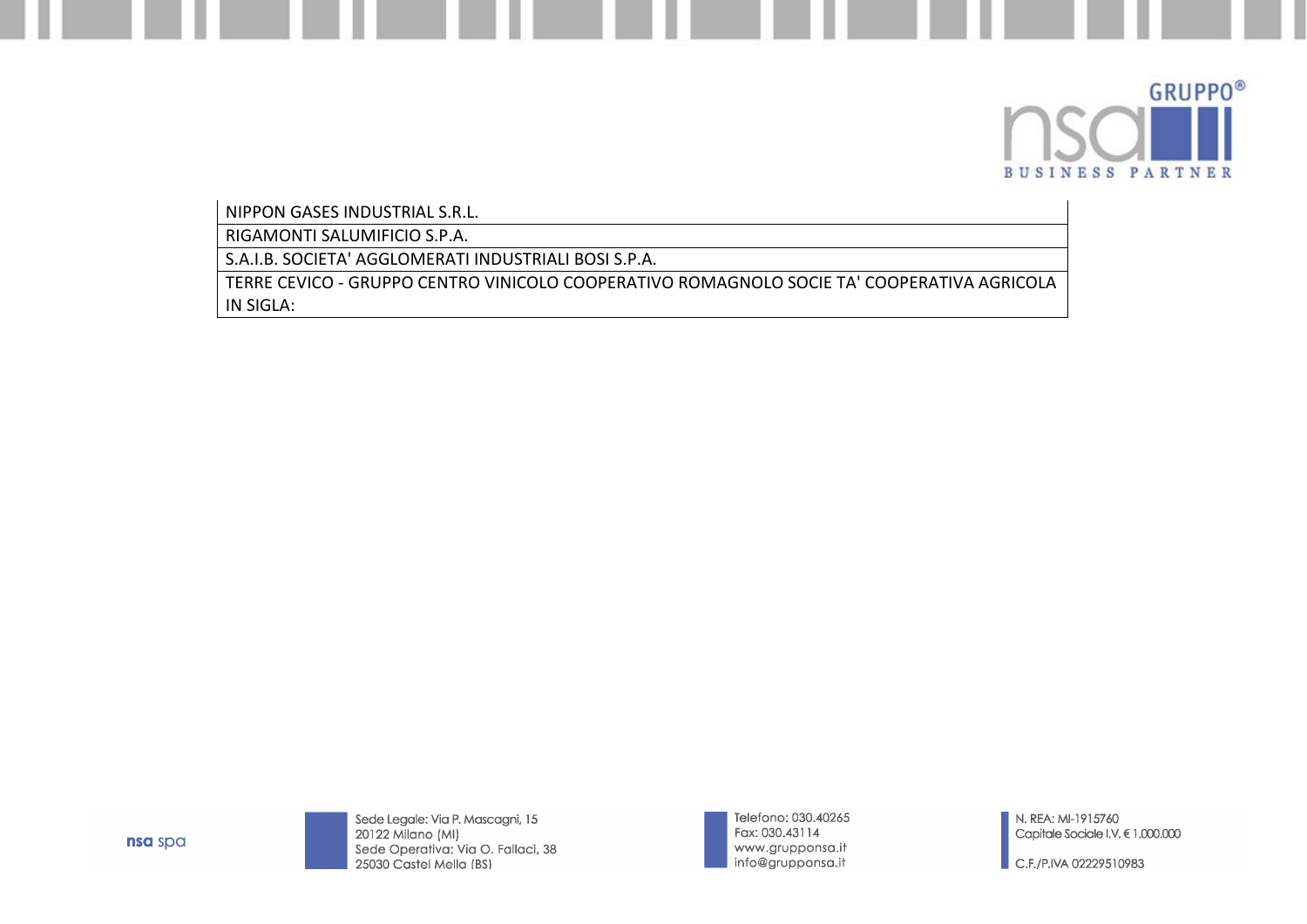| |
|---|
| NIPPON GASES INDUSTRIAL S.R.L. |
| RIGAMONTI SALUMIFICIO S.P.A. |
| S.A.I.B. SOCIETA' AGGLOMERATI INDUSTRIALI BOSI S.P.A. |
| TERRE CEVICO - GRUPPO CENTRO VINICOLO COOPERATIVO ROMAGNOLO SOCIE TA' COOPERATIVA AGRICOLA IN SIGLA: |